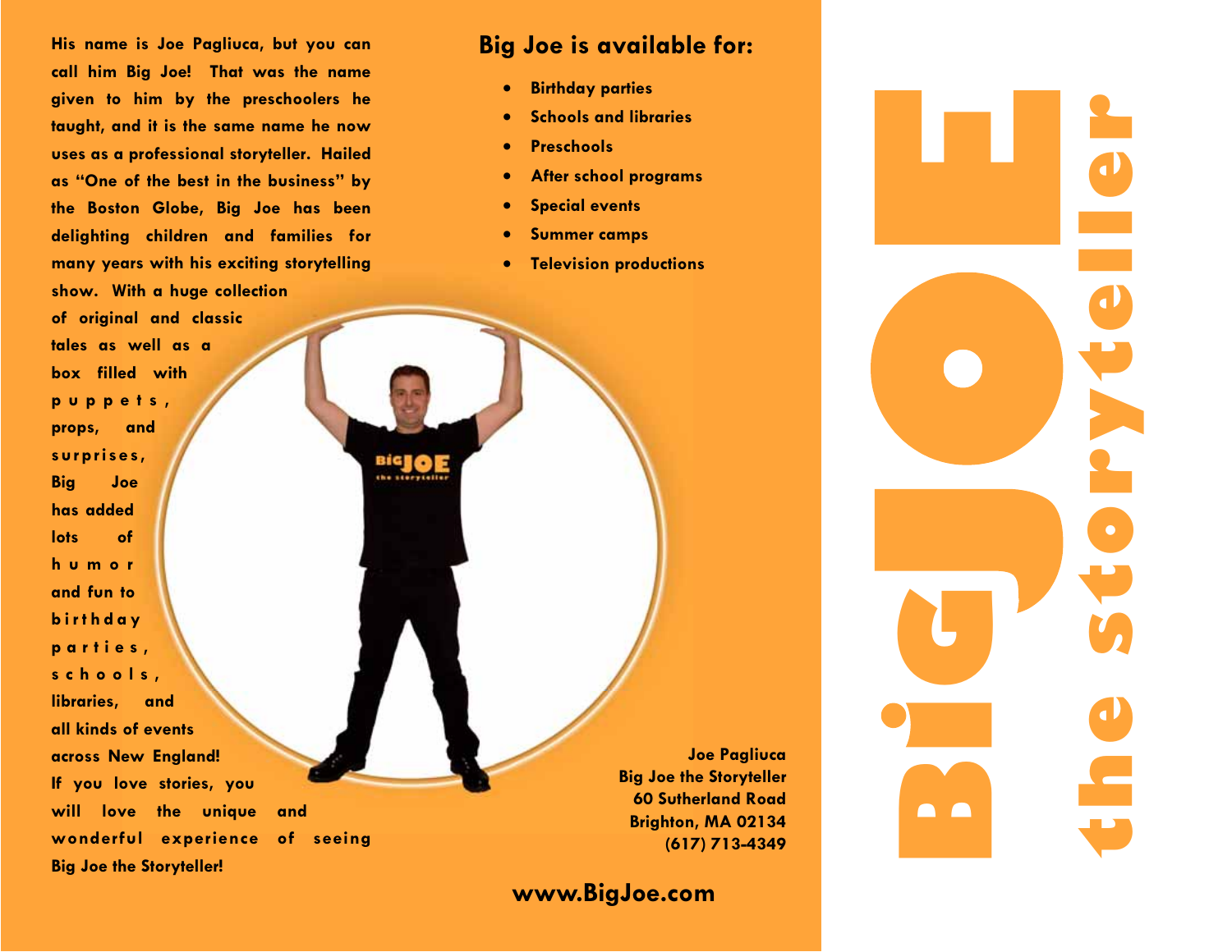His name is Joe Pagliuca, but you can call him Big Joe! That was the name given to him by the preschoolers he taught, and it is the same name he now uses as a professional storyteller. Hailed as "One of the best in the business" by the Boston Globe, Big Joe has been delighting children and families for many years with his exciting storytelling show. With a huge collection of original and classic tales as well as a box filled with puppets, props, and surprises, Big Joe has added lots of humor and fun to birthday parties, schools, libraries, and all kinds of events across New England! If you love stories, you will love the unique and wonderful experience of seeing Big Joe the Storyteller!

## Big Joe is available for:

- Birthday parties
- Schools and libraries
- Preschools
- After school programs
- Special events
- Summer camps
- Television productions

Joe Pagliuca
Big Joe the Storyteller
60 Sutherland Road
Brighton, MA 02134
(617) 713-4349

**www.BigJoe.com**

# BigJOE
## the storyteller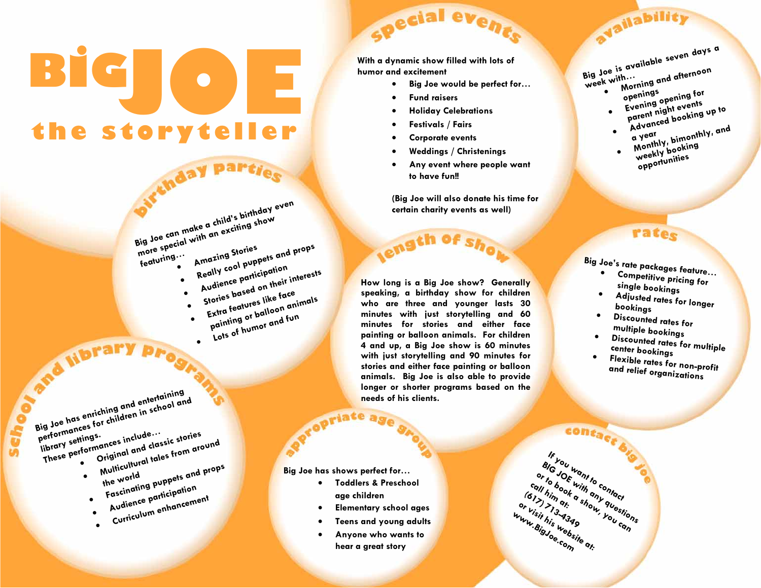# BIG JOE the storyteller

## birthday parties

Big Joe can make a child's birthday even more special with an exciting show featuring…

- Amazing Stories
- Really cool puppets and props
- Audience participation
- Stories based on their interests
- Extra features like face painting or balloon animals
- Lots of humor and fun

## school and library programs

Big Joe has enriching and entertaining performances for children in school and library settings.
These performances include…

- Original and classic stories
- Multicultural tales from around the world
- Fascinating puppets and props
- Audience participation
- Curriculum enhancement

## special events

With a dynamic show filled with lots of humor and excitement

- Big Joe would be perfect for…
- Fund raisers
- Holiday Celebrations
- Festivals / Fairs
- Corporate events
- Weddings / Christenings
- Any event where people want to have fun!!

(Big Joe will also donate his time for certain charity events as well)

## length of show

How long is a Big Joe show? Generally speaking, a birthday show for children who are three and younger lasts 30 minutes with just storytelling and 60 minutes for stories and either face painting or balloon animals. For children 4 and up, a Big Joe show is 60 minutes with just storytelling and 90 minutes for stories and either face painting or balloon animals. Big Joe is also able to provide longer or shorter programs based on the needs of his clients.

## appropriate age group

Big Joe has shows perfect for…

- Toddlers & Preschool age children
- Elementary school ages
- Teens and young adults
- Anyone who wants to hear a great story

## availability

Big Joe is available seven days a week with…

- Morning and afternoon openings
- Evening opening for parent night events
- Advanced booking up to a year
- Monthly, bimonthly, and weekly booking opportunities

## rates

Big Joe's rate packages feature…

- Competitive pricing for single bookings
- Adjusted rates for longer bookings
- Discounted rates for multiple bookings
- Discounted rates for multiple center bookings
- Flexible rates for non-profit and relief organizations

## contact big joe

If you want to contact BIG JOE with any questions or to book a show, you can call him at:
(617) 713-4349
or visit his website at:
www.BigJoe.com